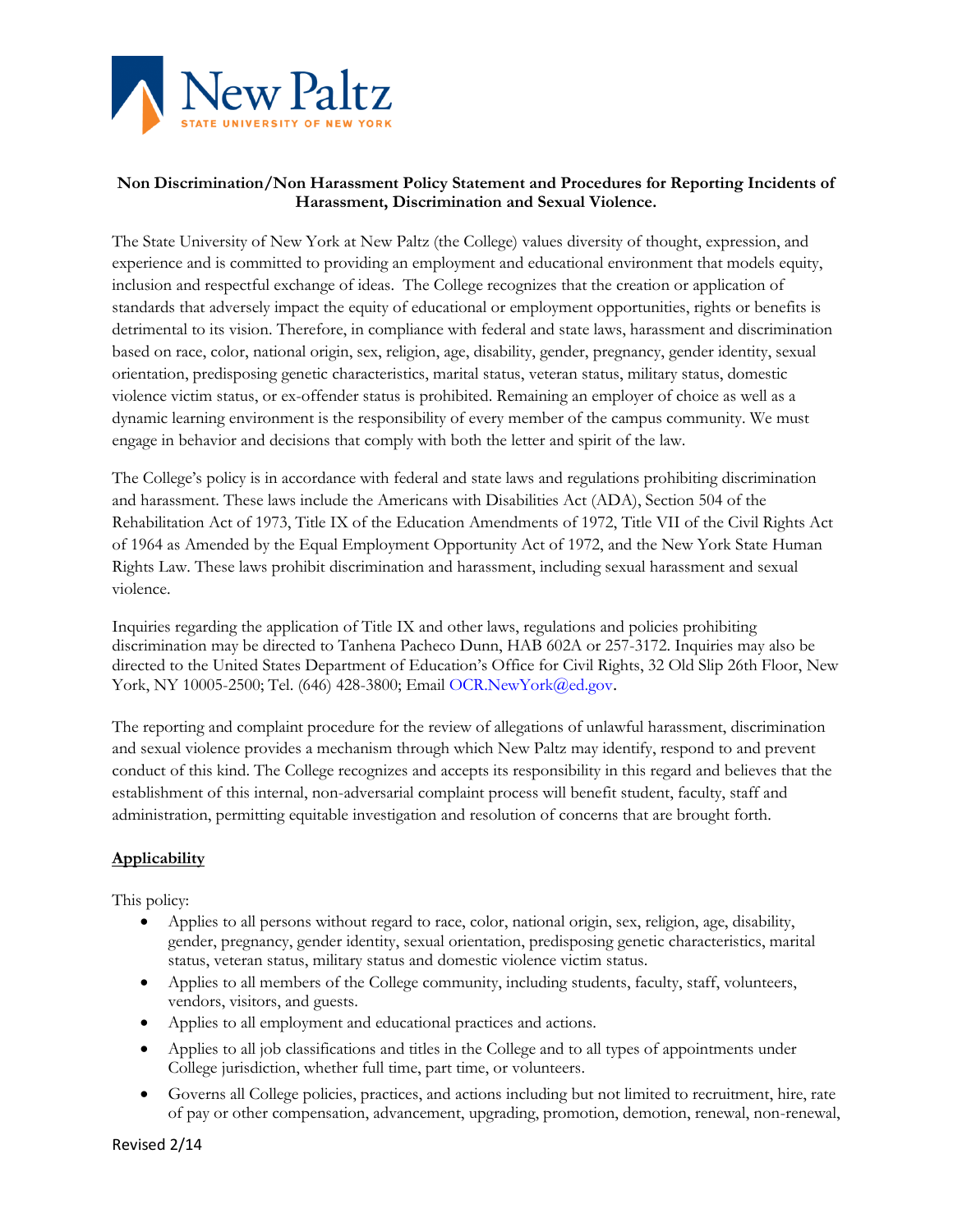**Non Discrimination/Non Harassment Policy Statement and Procedures for Reporting Incidents of Harassment, Discrimination and Sexual Violence.**

The State University of New York at New Paltz (the College) values diversity of thought, expression, and experience and is committed to providing an employment and educational environment that models equity, inclusion and respectful exchange of ideas. The College recognizes that the creation or application of standards that adversely impact the equity of educational or employment opportunities, rights or benefits is detrimental to its vision. Therefore, in compliance with federal and state laws, harassment and discrimination based on race, color, national origin, sex, religion, age, disability, gender, pregnancy, gender identity, sexual orientation, predisposing genetic characteristics, marital status, veteran status, military status, domestic violence victim status, or ex-offender status is prohibited. Remaining an employer of choice as well as a dynamic learning environment is the responsibility of every member of the campus community. We must engage in behavior and decisions that comply with both the letter and spirit of the law.

The College's policy is in accordance with federal and state laws and regulations prohibiting discrimination and harassment. These laws include the Americans with Disabilities Act (ADA), Section 504 of the Rehabilitation Act of 1973, Title IX of the Education Amendments of 1972, Title VII of the Civil Rights Act of 1964 as Amended by the Equal Employment Opportunity Act of 1972, and the New York State Human Rights Law. These laws prohibit discrimination and harassment, including sexual harassment and sexual violence.

Inquiries regarding the application of Title IX and other laws, regulations and policies prohibiting discrimination may be directed to Tanhena Pacheco Dunn, HAB 602A or 257-3172. Inquiries may also be directed to the United States Department of Education's Office for Civil Rights, 32 Old Slip 26th Floor, New York, NY 10005-2500; Tel. (646) 428-3800; Email OCR.NewYork@ed.gov.

The reporting and complaint procedure for the review of allegations of unlawful harassment, discrimination and sexual violence provides a mechanism through which New Paltz may identify, respond to and prevent conduct of this kind. The College recognizes and accepts its responsibility in this regard and believes that the establishment of this internal, non-adversarial complaint process will benefit student, faculty, staff and administration, permitting equitable investigation and resolution of concerns that are brought forth.

## Applicability

This policy:

- Applies to all persons without regard to race, color, national origin, sex, religion, age, disability, gender, pregnancy, gender identity, sexual orientation, predisposing genetic characteristics, marital status, veteran status, military status and domestic violence victim status.
- Applies to all members of the College community, including students, faculty, staff, volunteers, vendors, visitors, and guests.
- Applies to all employment and educational practices and actions.
- Applies to all job classifications and titles in the College and to all types of appointments under College jurisdiction, whether full time, part time, or volunteers.
- Governs all College policies, practices, and actions including but not limited to recruitment, hire, rate of pay or other compensation, advancement, upgrading, promotion, demotion, renewal, non-renewal,

Revised 2/14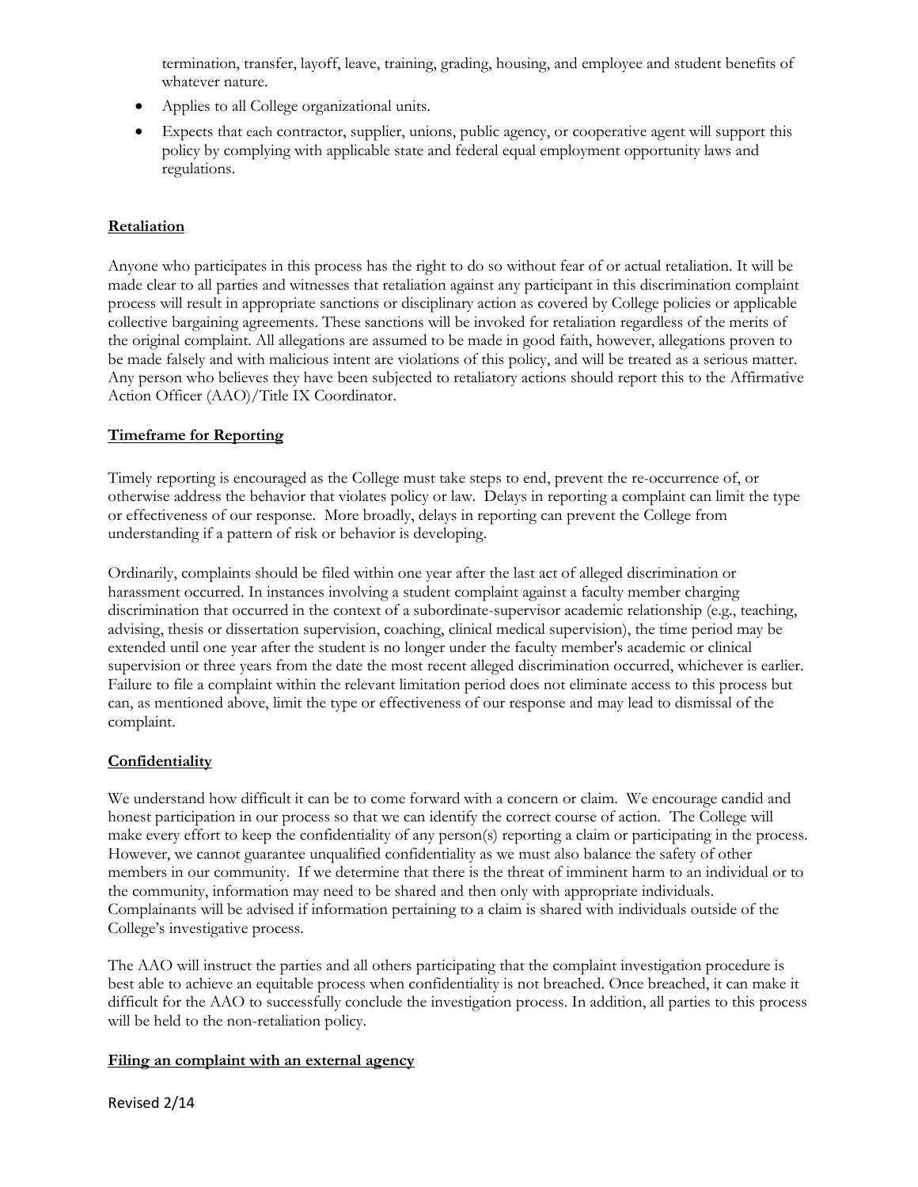termination, transfer, layoff, leave, training, grading, housing, and employee and student benefits of whatever nature.

- Applies to all College organizational units.
- Expects that each contractor, supplier, unions, public agency, or cooperative agent will support this policy by complying with applicable state and federal equal employment opportunity laws and regulations.

## Retaliation

Anyone who participates in this process has the right to do so without fear of or actual retaliation. It will be made clear to all parties and witnesses that retaliation against any participant in this discrimination complaint process will result in appropriate sanctions or disciplinary action as covered by College policies or applicable collective bargaining agreements. These sanctions will be invoked for retaliation regardless of the merits of the original complaint. All allegations are assumed to be made in good faith, however, allegations proven to be made falsely and with malicious intent are violations of this policy, and will be treated as a serious matter. Any person who believes they have been subjected to retaliatory actions should report this to the Affirmative Action Officer (AAO)/Title IX Coordinator.

## Timeframe for Reporting

Timely reporting is encouraged as the College must take steps to end, prevent the re-occurrence of, or otherwise address the behavior that violates policy or law. Delays in reporting a complaint can limit the type or effectiveness of our response. More broadly, delays in reporting can prevent the College from understanding if a pattern of risk or behavior is developing.

Ordinarily, complaints should be filed within one year after the last act of alleged discrimination or harassment occurred. In instances involving a student complaint against a faculty member charging discrimination that occurred in the context of a subordinate-supervisor academic relationship (e.g., teaching, advising, thesis or dissertation supervision, coaching, clinical medical supervision), the time period may be extended until one year after the student is no longer under the faculty member's academic or clinical supervision or three years from the date the most recent alleged discrimination occurred, whichever is earlier. Failure to file a complaint within the relevant limitation period does not eliminate access to this process but can, as mentioned above, limit the type or effectiveness of our response and may lead to dismissal of the complaint.

## Confidentiality

We understand how difficult it can be to come forward with a concern or claim. We encourage candid and honest participation in our process so that we can identify the correct course of action. The College will make every effort to keep the confidentiality of any person(s) reporting a claim or participating in the process. However, we cannot guarantee unqualified confidentiality as we must also balance the safety of other members in our community. If we determine that there is the threat of imminent harm to an individual or to the community, information may need to be shared and then only with appropriate individuals. Complainants will be advised if information pertaining to a claim is shared with individuals outside of the College's investigative process.

The AAO will instruct the parties and all others participating that the complaint investigation procedure is best able to achieve an equitable process when confidentiality is not breached. Once breached, it can make it difficult for the AAO to successfully conclude the investigation process. In addition, all parties to this process will be held to the non-retaliation policy.

## Filing an complaint with an external agency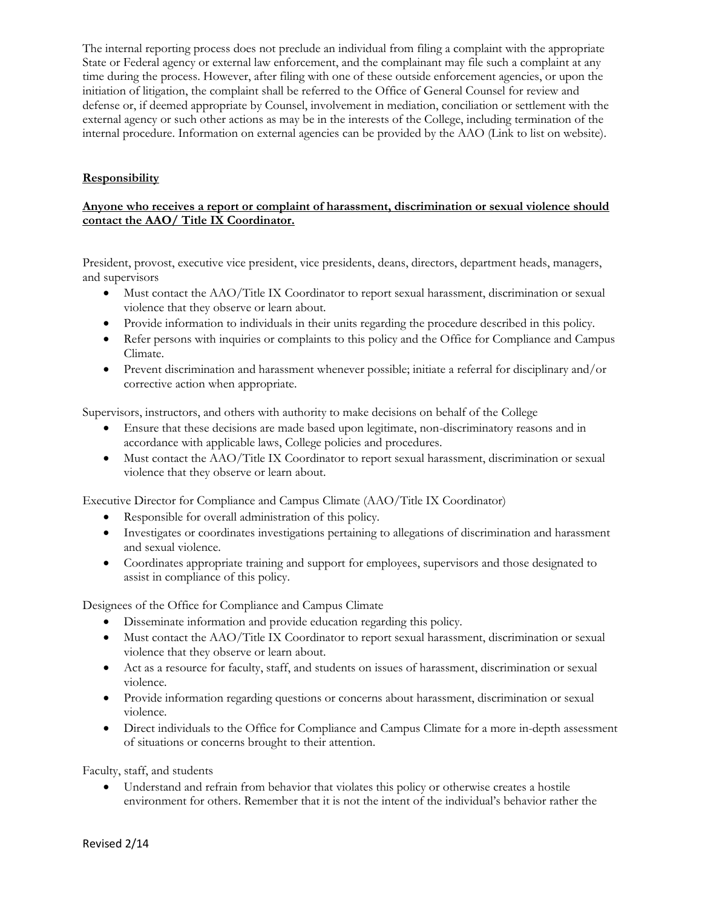The internal reporting process does not preclude an individual from filing a complaint with the appropriate State or Federal agency or external law enforcement, and the complainant may file such a complaint at any time during the process. However, after filing with one of these outside enforcement agencies, or upon the initiation of litigation, the complaint shall be referred to the Office of General Counsel for review and defense or, if deemed appropriate by Counsel, involvement in mediation, conciliation or settlement with the external agency or such other actions as may be in the interests of the College, including termination of the internal procedure. Information on external agencies can be provided by the AAO (Link to list on website).

## Responsibility

**Anyone who receives a report or complaint of harassment, discrimination or sexual violence should contact the AAO/ Title IX Coordinator.**

President, provost, executive vice president, vice presidents, deans, directors, department heads, managers, and supervisors

- Must contact the AAO/Title IX Coordinator to report sexual harassment, discrimination or sexual violence that they observe or learn about.
- Provide information to individuals in their units regarding the procedure described in this policy.
- Refer persons with inquiries or complaints to this policy and the Office for Compliance and Campus Climate.
- Prevent discrimination and harassment whenever possible; initiate a referral for disciplinary and/or corrective action when appropriate.

Supervisors, instructors, and others with authority to make decisions on behalf of the College

- Ensure that these decisions are made based upon legitimate, non-discriminatory reasons and in accordance with applicable laws, College policies and procedures.
- Must contact the AAO/Title IX Coordinator to report sexual harassment, discrimination or sexual violence that they observe or learn about.

Executive Director for Compliance and Campus Climate (AAO/Title IX Coordinator)

- Responsible for overall administration of this policy.
- Investigates or coordinates investigations pertaining to allegations of discrimination and harassment and sexual violence.
- Coordinates appropriate training and support for employees, supervisors and those designated to assist in compliance of this policy.

Designees of the Office for Compliance and Campus Climate

- Disseminate information and provide education regarding this policy.
- Must contact the AAO/Title IX Coordinator to report sexual harassment, discrimination or sexual violence that they observe or learn about.
- Act as a resource for faculty, staff, and students on issues of harassment, discrimination or sexual violence.
- Provide information regarding questions or concerns about harassment, discrimination or sexual violence.
- Direct individuals to the Office for Compliance and Campus Climate for a more in-depth assessment of situations or concerns brought to their attention.

Faculty, staff, and students

- Understand and refrain from behavior that violates this policy or otherwise creates a hostile environment for others. Remember that it is not the intent of the individual's behavior rather the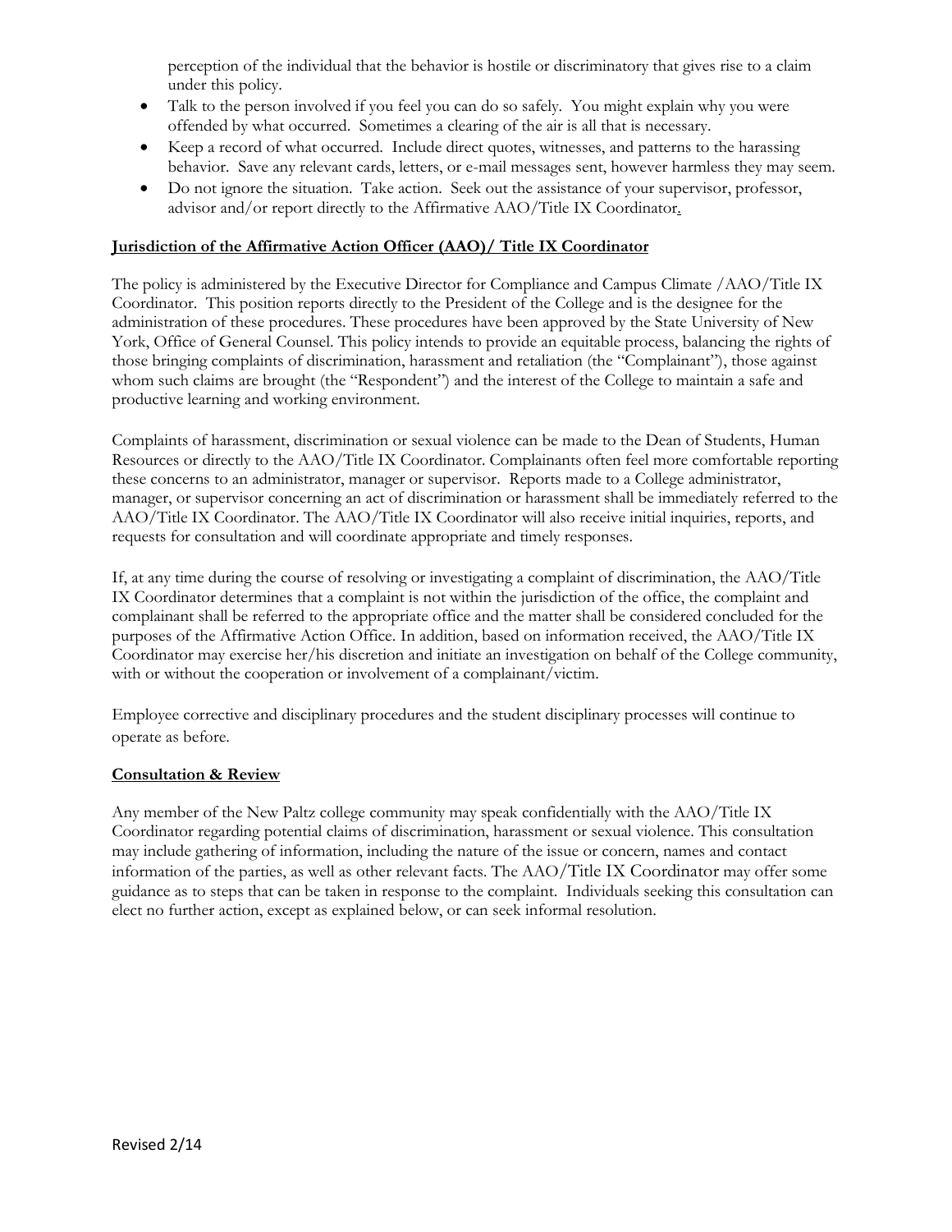perception of the individual that the behavior is hostile or discriminatory that gives rise to a claim under this policy.

- Talk to the person involved if you feel you can do so safely. You might explain why you were offended by what occurred. Sometimes a clearing of the air is all that is necessary.
- Keep a record of what occurred. Include direct quotes, witnesses, and patterns to the harassing behavior. Save any relevant cards, letters, or e-mail messages sent, however harmless they may seem.
- Do not ignore the situation. Take action. Seek out the assistance of your supervisor, professor, advisor and/or report directly to the Affirmative AAO/Title IX Coordinator.

**Jurisdiction of the Affirmative Action Officer (AAO)/ Title IX Coordinator**

The policy is administered by the Executive Director for Compliance and Campus Climate /AAO/Title IX Coordinator. This position reports directly to the President of the College and is the designee for the administration of these procedures. These procedures have been approved by the State University of New York, Office of General Counsel. This policy intends to provide an equitable process, balancing the rights of those bringing complaints of discrimination, harassment and retaliation (the "Complainant"), those against whom such claims are brought (the "Respondent") and the interest of the College to maintain a safe and productive learning and working environment.

Complaints of harassment, discrimination or sexual violence can be made to the Dean of Students, Human Resources or directly to the AAO/Title IX Coordinator. Complainants often feel more comfortable reporting these concerns to an administrator, manager or supervisor. Reports made to a College administrator, manager, or supervisor concerning an act of discrimination or harassment shall be immediately referred to the AAO/Title IX Coordinator. The AAO/Title IX Coordinator will also receive initial inquiries, reports, and requests for consultation and will coordinate appropriate and timely responses.

If, at any time during the course of resolving or investigating a complaint of discrimination, the AAO/Title IX Coordinator determines that a complaint is not within the jurisdiction of the office, the complaint and complainant shall be referred to the appropriate office and the matter shall be considered concluded for the purposes of the Affirmative Action Office. In addition, based on information received, the AAO/Title IX Coordinator may exercise her/his discretion and initiate an investigation on behalf of the College community, with or without the cooperation or involvement of a complainant/victim.

Employee corrective and disciplinary procedures and the student disciplinary processes will continue to operate as before.

**Consultation & Review**

Any member of the New Paltz college community may speak confidentially with the AAO/Title IX Coordinator regarding potential claims of discrimination, harassment or sexual violence. This consultation may include gathering of information, including the nature of the issue or concern, names and contact information of the parties, as well as other relevant facts. The AAO/Title IX Coordinator may offer some guidance as to steps that can be taken in response to the complaint. Individuals seeking this consultation can elect no further action, except as explained below, or can seek informal resolution.

Revised 2/14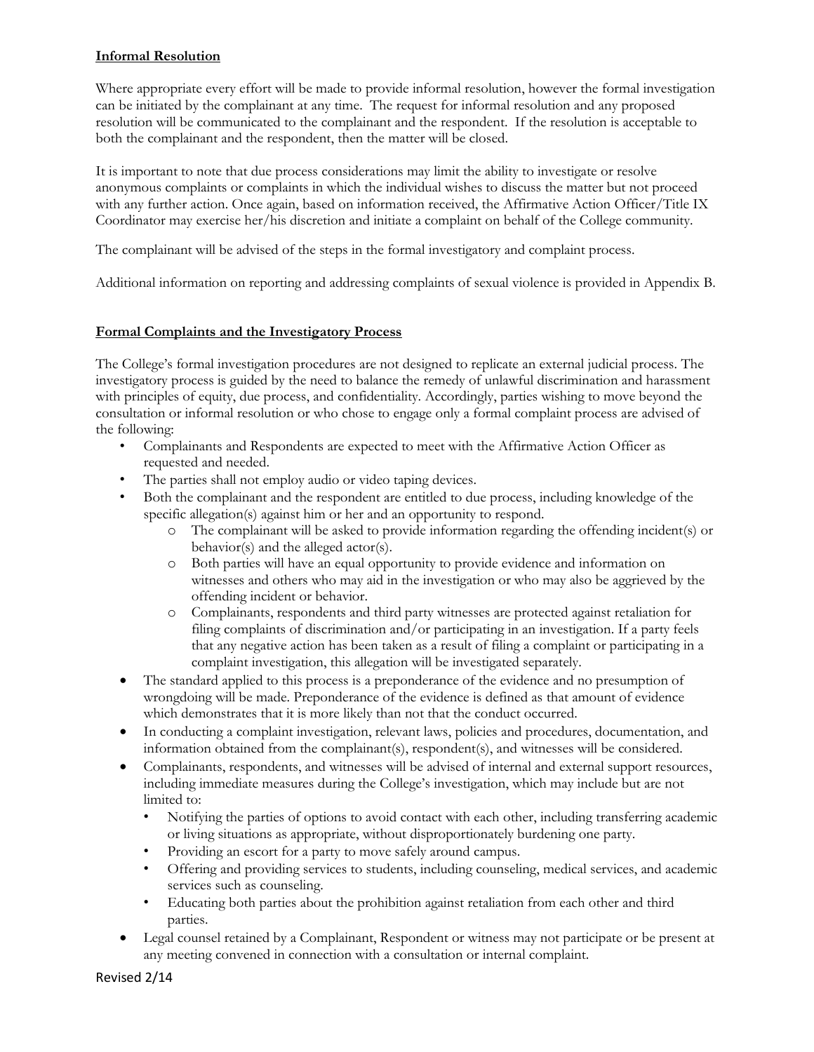## Informal Resolution

Where appropriate every effort will be made to provide informal resolution, however the formal investigation can be initiated by the complainant at any time. The request for informal resolution and any proposed resolution will be communicated to the complainant and the respondent. If the resolution is acceptable to both the complainant and the respondent, then the matter will be closed.

It is important to note that due process considerations may limit the ability to investigate or resolve anonymous complaints or complaints in which the individual wishes to discuss the matter but not proceed with any further action. Once again, based on information received, the Affirmative Action Officer/Title IX Coordinator may exercise her/his discretion and initiate a complaint on behalf of the College community.

The complainant will be advised of the steps in the formal investigatory and complaint process.

Additional information on reporting and addressing complaints of sexual violence is provided in Appendix B.

## Formal Complaints and the Investigatory Process

The College's formal investigation procedures are not designed to replicate an external judicial process. The investigatory process is guided by the need to balance the remedy of unlawful discrimination and harassment with principles of equity, due process, and confidentiality. Accordingly, parties wishing to move beyond the consultation or informal resolution or who chose to engage only a formal complaint process are advised of the following:

- Complainants and Respondents are expected to meet with the Affirmative Action Officer as requested and needed.
- The parties shall not employ audio or video taping devices.
- Both the complainant and the respondent are entitled to due process, including knowledge of the specific allegation(s) against him or her and an opportunity to respond.
  - The complainant will be asked to provide information regarding the offending incident(s) or behavior(s) and the alleged actor(s).
  - Both parties will have an equal opportunity to provide evidence and information on witnesses and others who may aid in the investigation or who may also be aggrieved by the offending incident or behavior.
  - Complainants, respondents and third party witnesses are protected against retaliation for filing complaints of discrimination and/or participating in an investigation. If a party feels that any negative action has been taken as a result of filing a complaint or participating in a complaint investigation, this allegation will be investigated separately.
- The standard applied to this process is a preponderance of the evidence and no presumption of wrongdoing will be made. Preponderance of the evidence is defined as that amount of evidence which demonstrates that it is more likely than not that the conduct occurred.
- In conducting a complaint investigation, relevant laws, policies and procedures, documentation, and information obtained from the complainant(s), respondent(s), and witnesses will be considered.
- Complainants, respondents, and witnesses will be advised of internal and external support resources, including immediate measures during the College's investigation, which may include but are not limited to:
  - Notifying the parties of options to avoid contact with each other, including transferring academic or living situations as appropriate, without disproportionately burdening one party.
  - Providing an escort for a party to move safely around campus.
  - Offering and providing services to students, including counseling, medical services, and academic services such as counseling.
  - Educating both parties about the prohibition against retaliation from each other and third parties.
- Legal counsel retained by a Complainant, Respondent or witness may not participate or be present at any meeting convened in connection with a consultation or internal complaint.

Revised 2/14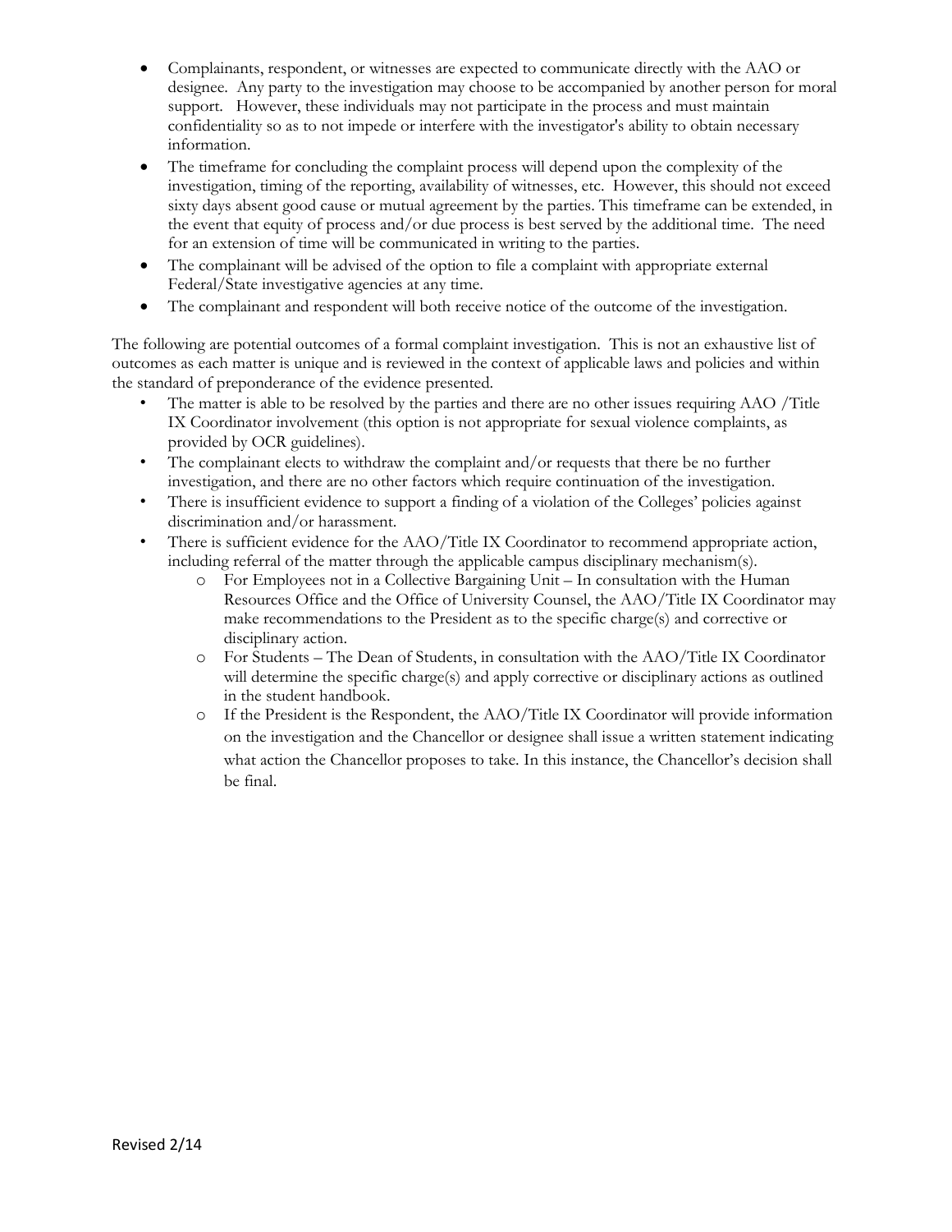- Complainants, respondent, or witnesses are expected to communicate directly with the AAO or designee. Any party to the investigation may choose to be accompanied by another person for moral support. However, these individuals may not participate in the process and must maintain confidentiality so as to not impede or interfere with the investigator's ability to obtain necessary information.
- The timeframe for concluding the complaint process will depend upon the complexity of the investigation, timing of the reporting, availability of witnesses, etc. However, this should not exceed sixty days absent good cause or mutual agreement by the parties. This timeframe can be extended, in the event that equity of process and/or due process is best served by the additional time. The need for an extension of time will be communicated in writing to the parties.
- The complainant will be advised of the option to file a complaint with appropriate external Federal/State investigative agencies at any time.
- The complainant and respondent will both receive notice of the outcome of the investigation.

The following are potential outcomes of a formal complaint investigation. This is not an exhaustive list of outcomes as each matter is unique and is reviewed in the context of applicable laws and policies and within the standard of preponderance of the evidence presented.

- The matter is able to be resolved by the parties and there are no other issues requiring AAO /Title IX Coordinator involvement (this option is not appropriate for sexual violence complaints, as provided by OCR guidelines).
- The complainant elects to withdraw the complaint and/or requests that there be no further investigation, and there are no other factors which require continuation of the investigation.
- There is insufficient evidence to support a finding of a violation of the Colleges' policies against discrimination and/or harassment.
- There is sufficient evidence for the AAO/Title IX Coordinator to recommend appropriate action, including referral of the matter through the applicable campus disciplinary mechanism(s).
  - For Employees not in a Collective Bargaining Unit – In consultation with the Human Resources Office and the Office of University Counsel, the AAO/Title IX Coordinator may make recommendations to the President as to the specific charge(s) and corrective or disciplinary action.
  - For Students – The Dean of Students, in consultation with the AAO/Title IX Coordinator will determine the specific charge(s) and apply corrective or disciplinary actions as outlined in the student handbook.
  - If the President is the Respondent, the AAO/Title IX Coordinator will provide information on the investigation and the Chancellor or designee shall issue a written statement indicating what action the Chancellor proposes to take. In this instance, the Chancellor's decision shall be final.

Revised 2/14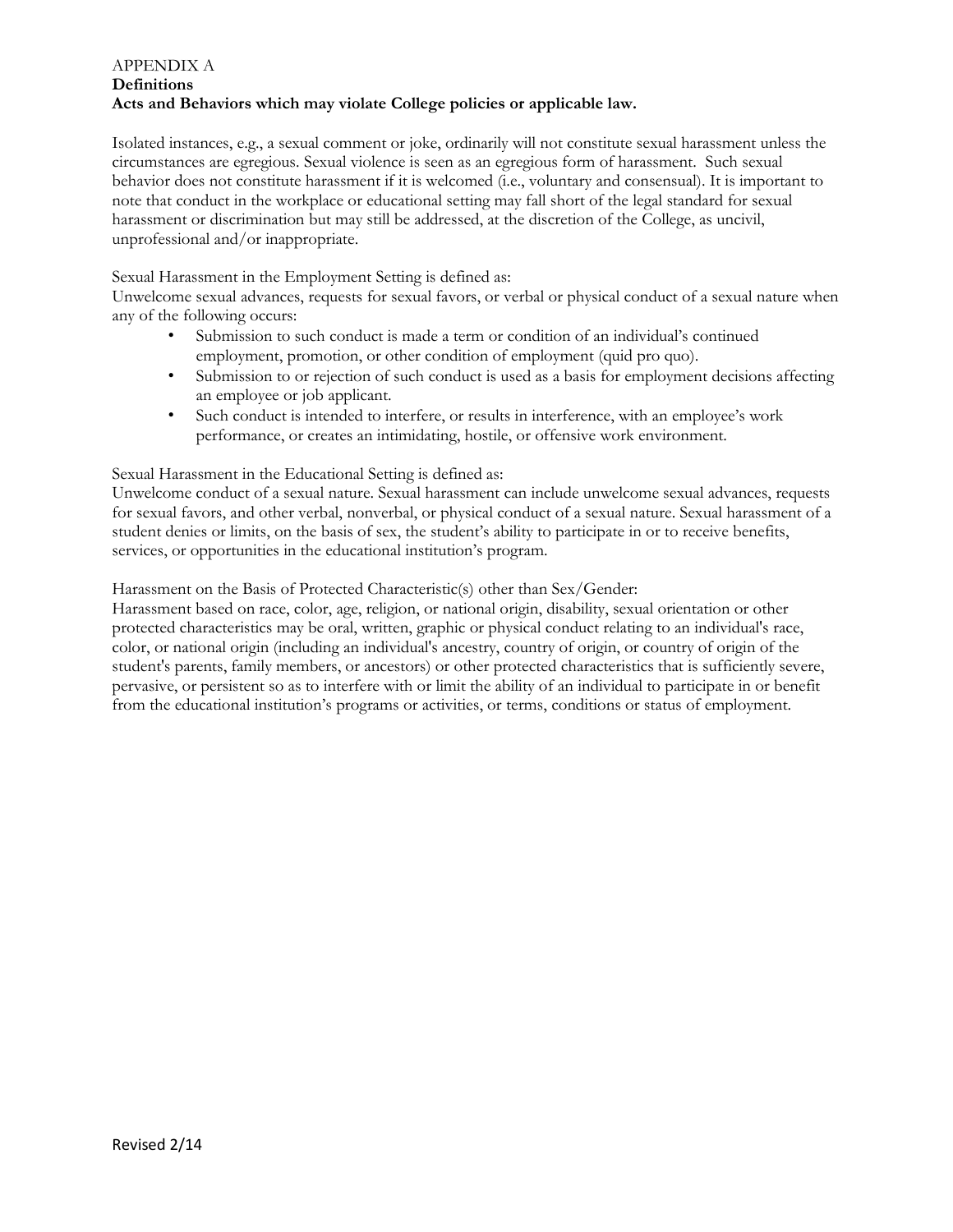APPENDIX A
**Definitions**
**Acts and Behaviors which may violate College policies or applicable law.**

Isolated instances, e.g., a sexual comment or joke, ordinarily will not constitute sexual harassment unless the circumstances are egregious. Sexual violence is seen as an egregious form of harassment. Such sexual behavior does not constitute harassment if it is welcomed (i.e., voluntary and consensual). It is important to note that conduct in the workplace or educational setting may fall short of the legal standard for sexual harassment or discrimination but may still be addressed, at the discretion of the College, as uncivil, unprofessional and/or inappropriate.

Sexual Harassment in the Employment Setting is defined as:
Unwelcome sexual advances, requests for sexual favors, or verbal or physical conduct of a sexual nature when any of the following occurs:

- Submission to such conduct is made a term or condition of an individual's continued employment, promotion, or other condition of employment (quid pro quo).
- Submission to or rejection of such conduct is used as a basis for employment decisions affecting an employee or job applicant.
- Such conduct is intended to interfere, or results in interference, with an employee's work performance, or creates an intimidating, hostile, or offensive work environment.

Sexual Harassment in the Educational Setting is defined as:
Unwelcome conduct of a sexual nature. Sexual harassment can include unwelcome sexual advances, requests for sexual favors, and other verbal, nonverbal, or physical conduct of a sexual nature. Sexual harassment of a student denies or limits, on the basis of sex, the student's ability to participate in or to receive benefits, services, or opportunities in the educational institution's program.

Harassment on the Basis of Protected Characteristic(s) other than Sex/Gender:
Harassment based on race, color, age, religion, or national origin, disability, sexual orientation or other protected characteristics may be oral, written, graphic or physical conduct relating to an individual's race, color, or national origin (including an individual's ancestry, country of origin, or country of origin of the student's parents, family members, or ancestors) or other protected characteristics that is sufficiently severe, pervasive, or persistent so as to interfere with or limit the ability of an individual to participate in or benefit from the educational institution's programs or activities, or terms, conditions or status of employment.

Revised 2/14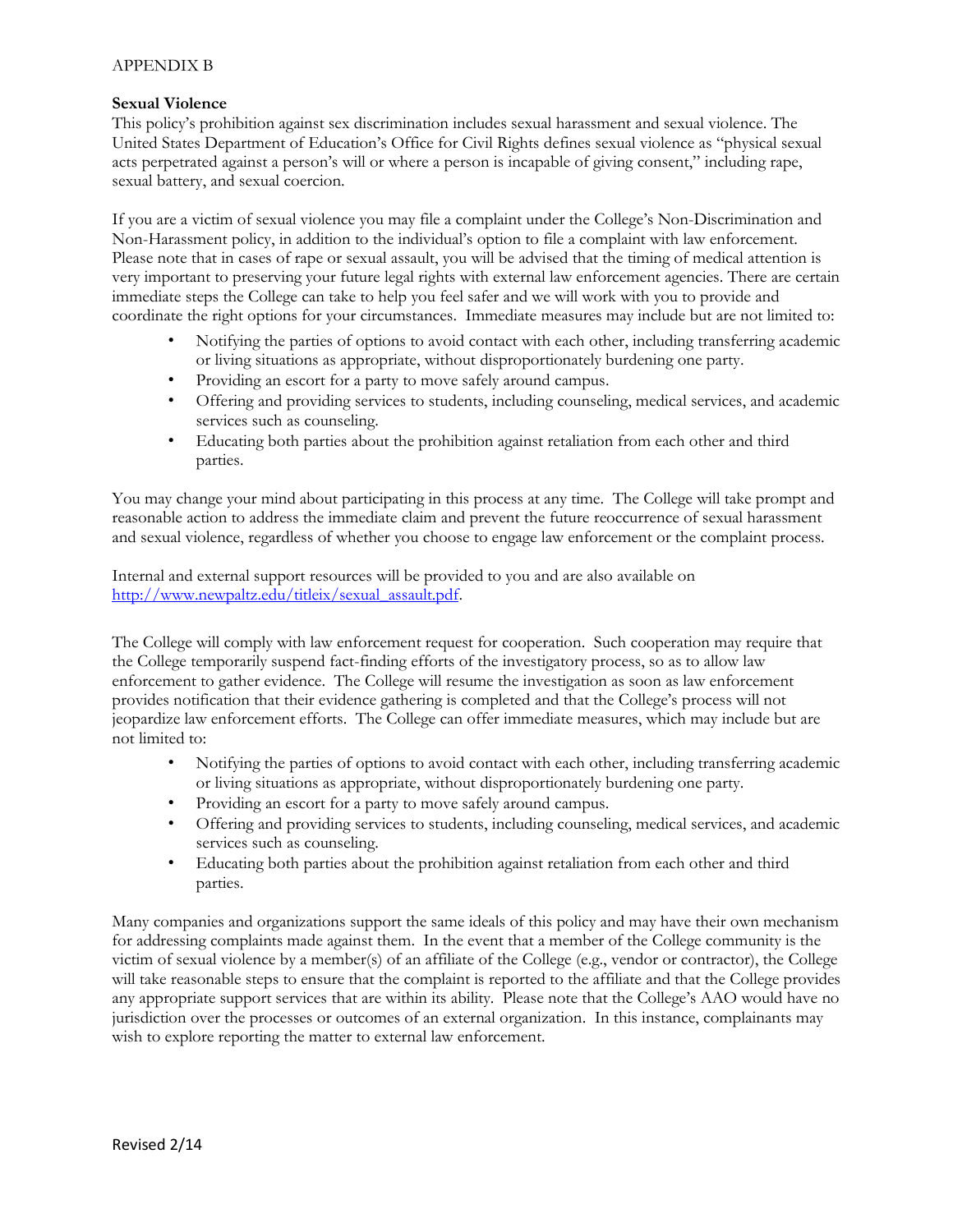APPENDIX B

**Sexual Violence**
This policy's prohibition against sex discrimination includes sexual harassment and sexual violence. The United States Department of Education's Office for Civil Rights defines sexual violence as "physical sexual acts perpetrated against a person's will or where a person is incapable of giving consent," including rape, sexual battery, and sexual coercion.

If you are a victim of sexual violence you may file a complaint under the College's Non-Discrimination and Non-Harassment policy, in addition to the individual's option to file a complaint with law enforcement. Please note that in cases of rape or sexual assault, you will be advised that the timing of medical attention is very important to preserving your future legal rights with external law enforcement agencies. There are certain immediate steps the College can take to help you feel safer and we will work with you to provide and coordinate the right options for your circumstances. Immediate measures may include but are not limited to:

- Notifying the parties of options to avoid contact with each other, including transferring academic or living situations as appropriate, without disproportionately burdening one party.
- Providing an escort for a party to move safely around campus.
- Offering and providing services to students, including counseling, medical services, and academic services such as counseling.
- Educating both parties about the prohibition against retaliation from each other and third parties.

You may change your mind about participating in this process at any time. The College will take prompt and reasonable action to address the immediate claim and prevent the future reoccurrence of sexual harassment and sexual violence, regardless of whether you choose to engage law enforcement or the complaint process.

Internal and external support resources will be provided to you and are also available on [http://www.newpaltz.edu/titleix/sexual_assault.pdf](http://www.newpaltz.edu/titleix/sexual_assault.pdf).

The College will comply with law enforcement request for cooperation. Such cooperation may require that the College temporarily suspend fact-finding efforts of the investigatory process, so as to allow law enforcement to gather evidence. The College will resume the investigation as soon as law enforcement provides notification that their evidence gathering is completed and that the College's process will not jeopardize law enforcement efforts. The College can offer immediate measures, which may include but are not limited to:

- Notifying the parties of options to avoid contact with each other, including transferring academic or living situations as appropriate, without disproportionately burdening one party.
- Providing an escort for a party to move safely around campus.
- Offering and providing services to students, including counseling, medical services, and academic services such as counseling.
- Educating both parties about the prohibition against retaliation from each other and third parties.

Many companies and organizations support the same ideals of this policy and may have their own mechanism for addressing complaints made against them. In the event that a member of the College community is the victim of sexual violence by a member(s) of an affiliate of the College (e.g., vendor or contractor), the College will take reasonable steps to ensure that the complaint is reported to the affiliate and that the College provides any appropriate support services that are within its ability. Please note that the College's AAO would have no jurisdiction over the processes or outcomes of an external organization. In this instance, complainants may wish to explore reporting the matter to external law enforcement.

Revised 2/14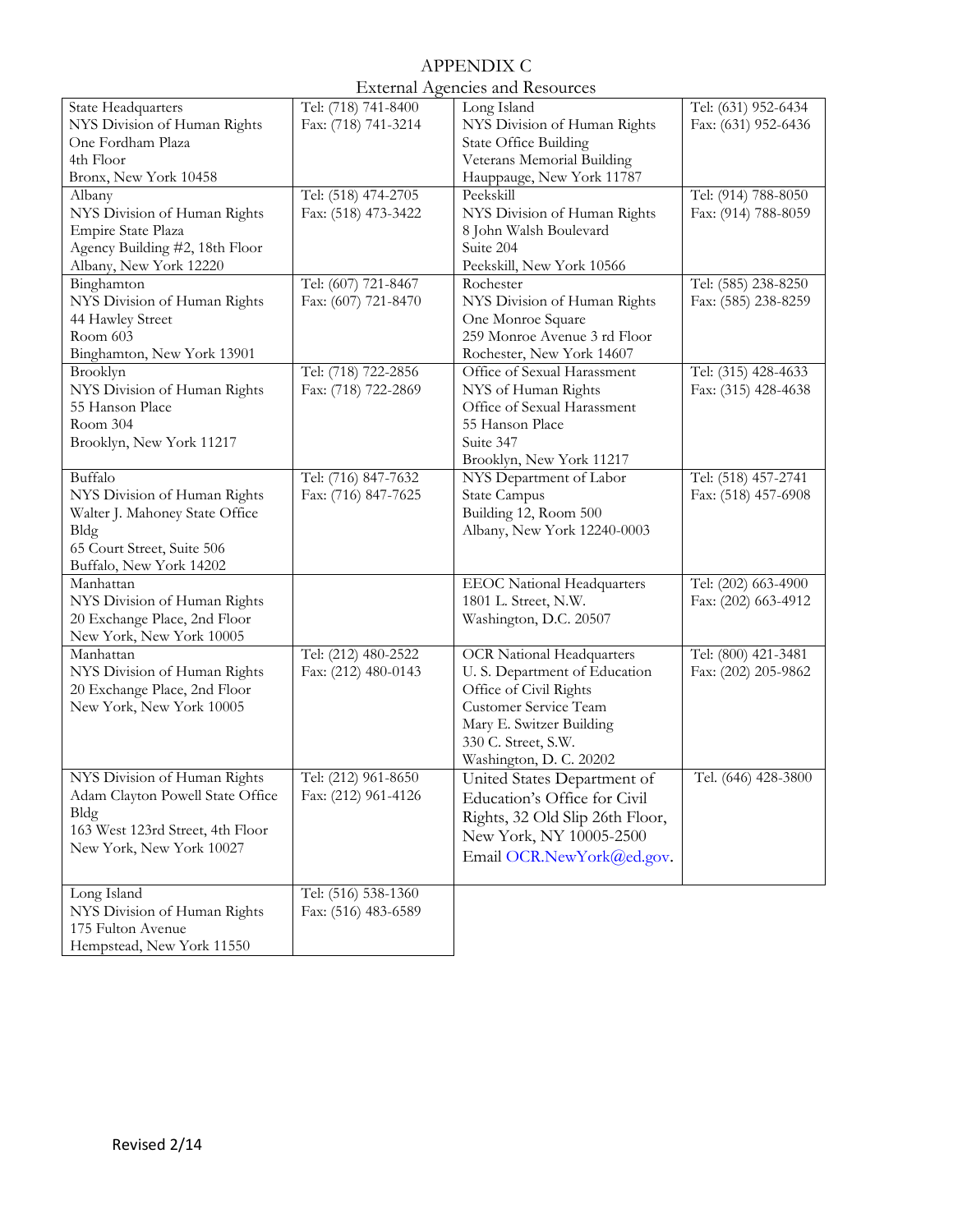# APPENDIX C

## External Agencies and Resources

| | | | |
|---|---|---|---|
| State Headquarters<br>NYS Division of Human Rights<br>One Fordham Plaza<br>4th Floor<br>Bronx, New York 10458 | Tel: (718) 741-8400<br>Fax: (718) 741-3214 | Long Island<br>NYS Division of Human Rights<br>State Office Building<br>Veterans Memorial Building<br>Hauppauge, New York 11787 | Tel: (631) 952-6434<br>Fax: (631) 952-6436 |
| Albany<br>NYS Division of Human Rights<br>Empire State Plaza<br>Agency Building #2, 18th Floor<br>Albany, New York 12220 | Tel: (518) 474-2705<br>Fax: (518) 473-3422 | Peekskill<br>NYS Division of Human Rights<br>8 John Walsh Boulevard<br>Suite 204<br>Peekskill, New York 10566 | Tel: (914) 788-8050<br>Fax: (914) 788-8059 |
| Binghamton<br>NYS Division of Human Rights<br>44 Hawley Street<br>Room 603<br>Binghamton, New York 13901 | Tel: (607) 721-8467<br>Fax: (607) 721-8470 | Rochester<br>NYS Division of Human Rights<br>One Monroe Square<br>259 Monroe Avenue 3 rd Floor<br>Rochester, New York 14607 | Tel: (585) 238-8250<br>Fax: (585) 238-8259 |
| Brooklyn<br>NYS Division of Human Rights<br>55 Hanson Place<br>Room 304<br>Brooklyn, New York 11217 | Tel: (718) 722-2856<br>Fax: (718) 722-2869 | Office of Sexual Harassment<br>NYS of Human Rights<br>Office of Sexual Harassment<br>55 Hanson Place<br>Suite 347<br>Brooklyn, New York 11217 | Tel: (315) 428-4633<br>Fax: (315) 428-4638 |
| Buffalo<br>NYS Division of Human Rights<br>Walter J. Mahoney State Office Bldg<br>65 Court Street, Suite 506<br>Buffalo, New York 14202 | Tel: (716) 847-7632<br>Fax: (716) 847-7625 | NYS Department of Labor<br>State Campus<br>Building 12, Room 500<br>Albany, New York 12240-0003 | Tel: (518) 457-2741<br>Fax: (518) 457-6908 |
| Manhattan<br>NYS Division of Human Rights<br>20 Exchange Place, 2nd Floor<br>New York, New York 10005 | | EEOC National Headquarters<br>1801 L. Street, N.W.<br>Washington, D.C. 20507 | Tel: (202) 663-4900<br>Fax: (202) 663-4912 |
| Manhattan<br>NYS Division of Human Rights<br>20 Exchange Place, 2nd Floor<br>New York, New York 10005 | Tel: (212) 480-2522<br>Fax: (212) 480-0143 | OCR National Headquarters<br>U. S. Department of Education<br>Office of Civil Rights<br>Customer Service Team<br>Mary E. Switzer Building<br>330 C. Street, S.W.<br>Washington, D. C. 20202 | Tel: (800) 421-3481<br>Fax: (202) 205-9862 |
| NYS Division of Human Rights<br>Adam Clayton Powell State Office Bldg<br>163 West 123rd Street, 4th Floor<br>New York, New York 10027 | Tel: (212) 961-8650<br>Fax: (212) 961-4126 | United States Department of Education's Office for Civil Rights, 32 Old Slip 26th Floor, New York, NY 10005-2500<br>Email OCR.NewYork@ed.gov. | Tel. (646) 428-3800 |
| Long Island<br>NYS Division of Human Rights<br>175 Fulton Avenue<br>Hempstead, New York 11550 | Tel: (516) 538-1360<br>Fax: (516) 483-6589 | | |

Revised 2/14